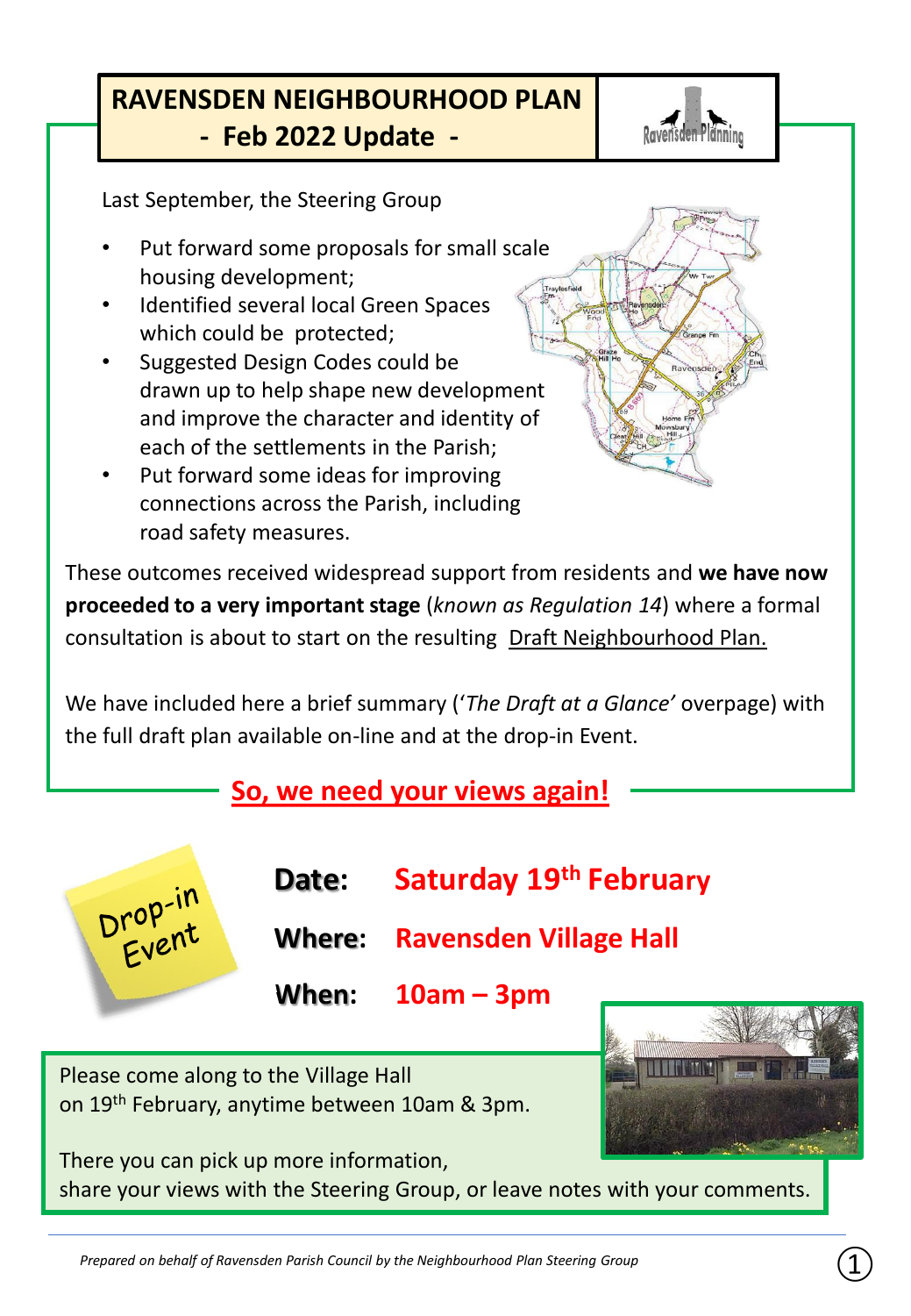# RAVENSDEN NEIGHBOURHOOD PLAN
## - Feb 2022 Update -

Last September, the Steering Group

- Put forward some proposals for small scale housing development;
- Identified several local Green Spaces which could be protected;
- Suggested Design Codes could be drawn up to help shape new development and improve the character and identity of each of the settlements in the Parish;
- Put forward some ideas for improving connections across the Parish, including road safety measures.

These outcomes received widespread support from residents and **we have now proceeded to a very important stage** (*known as Regulation 14*) where a formal consultation is about to start on the resulting Draft Neighbourhood Plan.

We have included here a brief summary (‘*The Draft at a Glance’* overpage) with the full draft plan available on-line and at the drop-in Event.

## So, we need your views again!

Drop-in Event

**Date:** **Saturday 19th February**

**Where:** **Ravensden Village Hall**

**When:** **10am – 3pm**

Please come along to the Village Hall on 19th February, anytime between 10am & 3pm.

There you can pick up more information, share your views with the Steering Group, or leave notes with your comments.

*Prepared on behalf of Ravensden Parish Council by the Neighbourhood Plan Steering Group*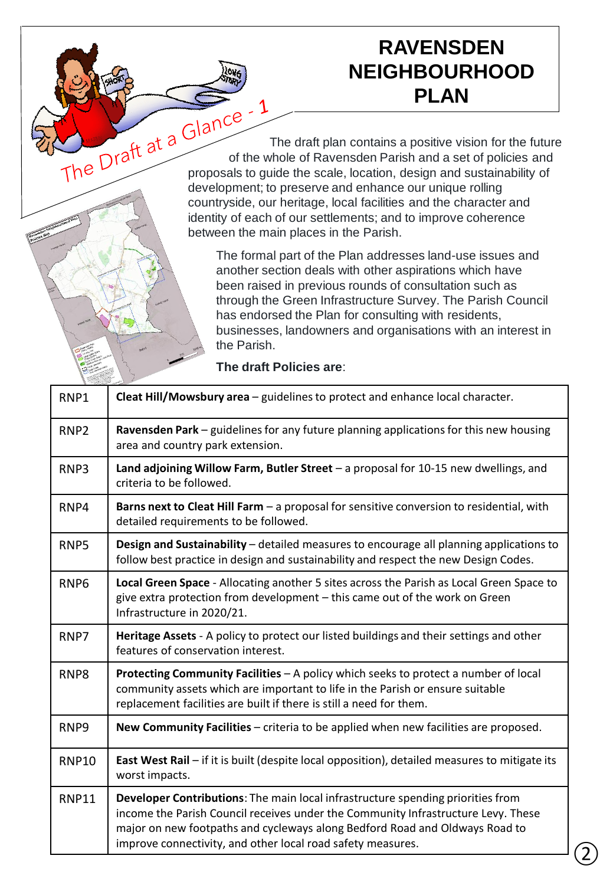# RAVENSDEN NEIGHBOURHOOD PLAN

## The Draft at a Glance - 1

The draft plan contains a positive vision for the future of the whole of Ravensden Parish and a set of policies and proposals to guide the scale, location, design and sustainability of development; to preserve and enhance our unique rolling countryside, our heritage, local facilities and the character and identity of each of our settlements; and to improve coherence between the main places in the Parish.

The formal part of the Plan addresses land-use issues and another section deals with other aspirations which have been raised in previous rounds of consultation such as through the Green Infrastructure Survey. The Parish Council has endorsed the Plan for consulting with residents, businesses, landowners and organisations with an interest in the Parish.

**The draft Policies are**:

| | |
|---|---|
| RNP1 | **Cleat Hill/Mowsbury area** – guidelines to protect and enhance local character. |
| RNP2 | **Ravensden Park** – guidelines for any future planning applications for this new housing area and country park extension. |
| RNP3 | **Land adjoining Willow Farm, Butler Street** – a proposal for 10-15 new dwellings, and criteria to be followed. |
| RNP4 | **Barns next to Cleat Hill Farm** – a proposal for sensitive conversion to residential, with detailed requirements to be followed. |
| RNP5 | **Design and Sustainability** – detailed measures to encourage all planning applications to follow best practice in design and sustainability and respect the new Design Codes. |
| RNP6 | **Local Green Space** - Allocating another 5 sites across the Parish as Local Green Space to give extra protection from development – this came out of the work on Green Infrastructure in 2020/21. |
| RNP7 | **Heritage Assets** - A policy to protect our listed buildings and their settings and other features of conservation interest. |
| RNP8 | **Protecting Community Facilities** – A policy which seeks to protect a number of local community assets which are important to life in the Parish or ensure suitable replacement facilities are built if there is still a need for them. |
| RNP9 | **New Community Facilities** – criteria to be applied when new facilities are proposed. |
| RNP10 | **East West Rail** – if it is built (despite local opposition), detailed measures to mitigate its worst impacts. |
| RNP11 | **Developer Contributions**: The main local infrastructure spending priorities from income the Parish Council receives under the Community Infrastructure Levy. These major on new footpaths and cycleways along Bedford Road and Oldways Road to improve connectivity, and other local road safety measures. |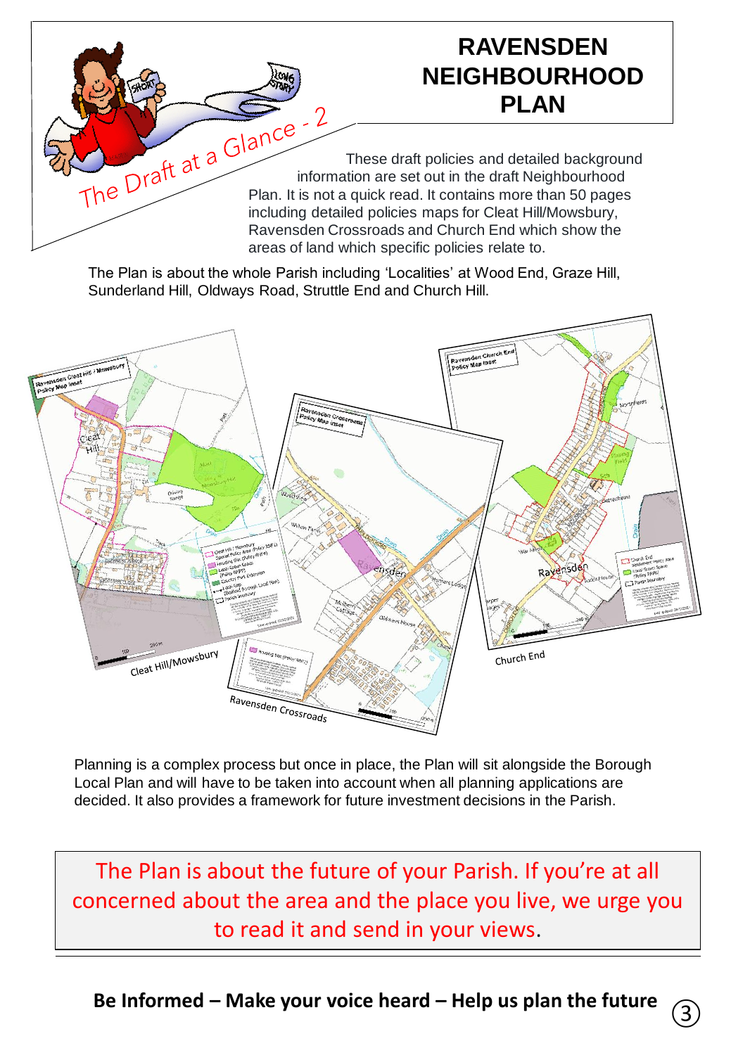# RAVENSDEN NEIGHBOURHOOD PLAN

The Draft at a Glance - 2

These draft policies and detailed background information are set out in the draft Neighbourhood Plan. It is not a quick read. It contains more than 50 pages including detailed policies maps for Cleat Hill/Mowsbury, Ravensden Crossroads and Church End which show the areas of land which specific policies relate to.

The Plan is about the whole Parish including 'Localities' at Wood End, Graze Hill, Sunderland Hill, Oldways Road, Struttle End and Church Hill.

Cleat Hill/Mowsbury

Ravensden Crossroads

Church End

Planning is a complex process but once in place, the Plan will sit alongside the Borough Local Plan and will have to be taken into account when all planning applications are decided. It also provides a framework for future investment decisions in the Parish.

The Plan is about the future of your Parish. If you're at all concerned about the area and the place you live, we urge you to read it and send in your views.

**Be Informed – Make your voice heard – Help us plan the future**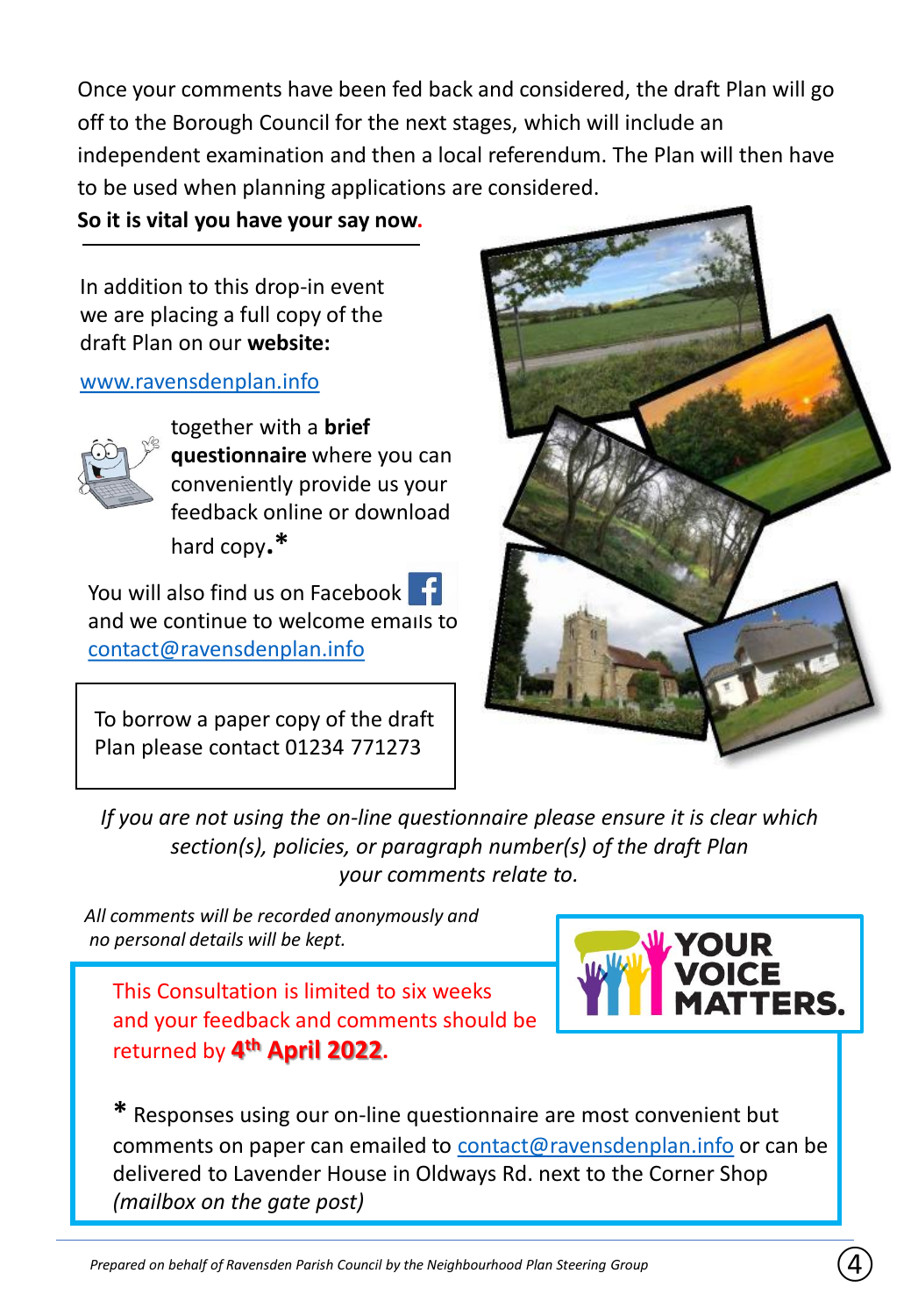Once your comments have been fed back and considered, the draft Plan will go off to the Borough Council for the next stages, which will include an independent examination and then a local referendum. The Plan will then have to be used when planning applications are considered.

**So it is vital you have your say now.**

In addition to this drop-in event we are placing a full copy of the draft Plan on our **website:**

www.ravensdenplan.info

together with a **brief questionnaire** where you can conveniently provide us your feedback online or download hard copy.*

You will also find us on Facebook and we continue to welcome emails to contact@ravensdenplan.info

To borrow a paper copy of the draft Plan please contact 01234 771273

*If you are not using the on-line questionnaire please ensure it is clear which section(s), policies, or paragraph number(s) of the draft Plan your comments relate to.*

*All comments will be recorded anonymously and no personal details will be kept.*

YOUR VOICE MATTERS.

This Consultation is limited to six weeks and your feedback and comments should be returned by **4th April 2022**.

\* Responses using our on-line questionnaire are most convenient but comments on paper can emailed to contact@ravensdenplan.info or can be delivered to Lavender House in Oldways Rd. next to the Corner Shop *(mailbox on the gate post)*

*Prepared on behalf of Ravensden Parish Council by the Neighbourhood Plan Steering Group*